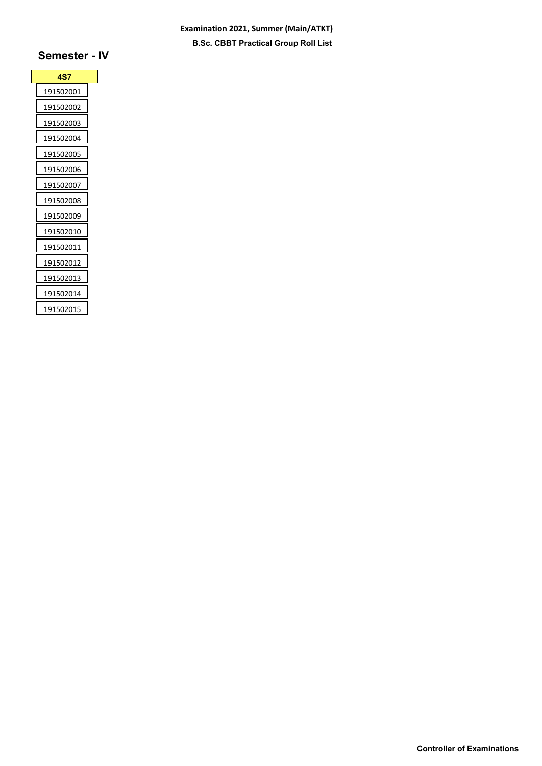**Examination 2021, Summer (Main/ATKT)**

**B.Sc. CBBT Practical Group Roll List**

## Semester - IV

| 4S7 |
| --- |
| 191502001 |
| 191502002 |
| 191502003 |
| 191502004 |
| 191502005 |
| 191502006 |
| 191502007 |
| 191502008 |
| 191502009 |
| 191502010 |
| 191502011 |
| 191502012 |
| 191502013 |
| 191502014 |
| 191502015 |

**Controller of Examinations**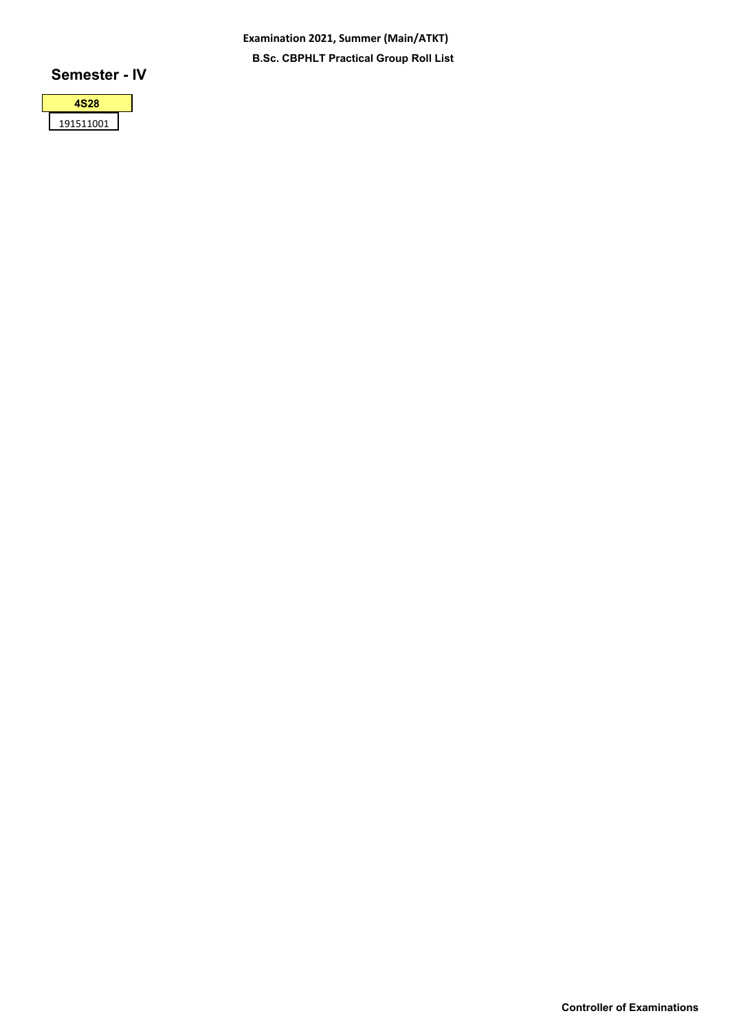**Examination 2021, Summer (Main/ATKT)**

**B.Sc. CBPHLT Practical Group Roll List**

## Semester - IV

| 4S28 |
| --- |
| 191511001 |

**Controller of Examinations**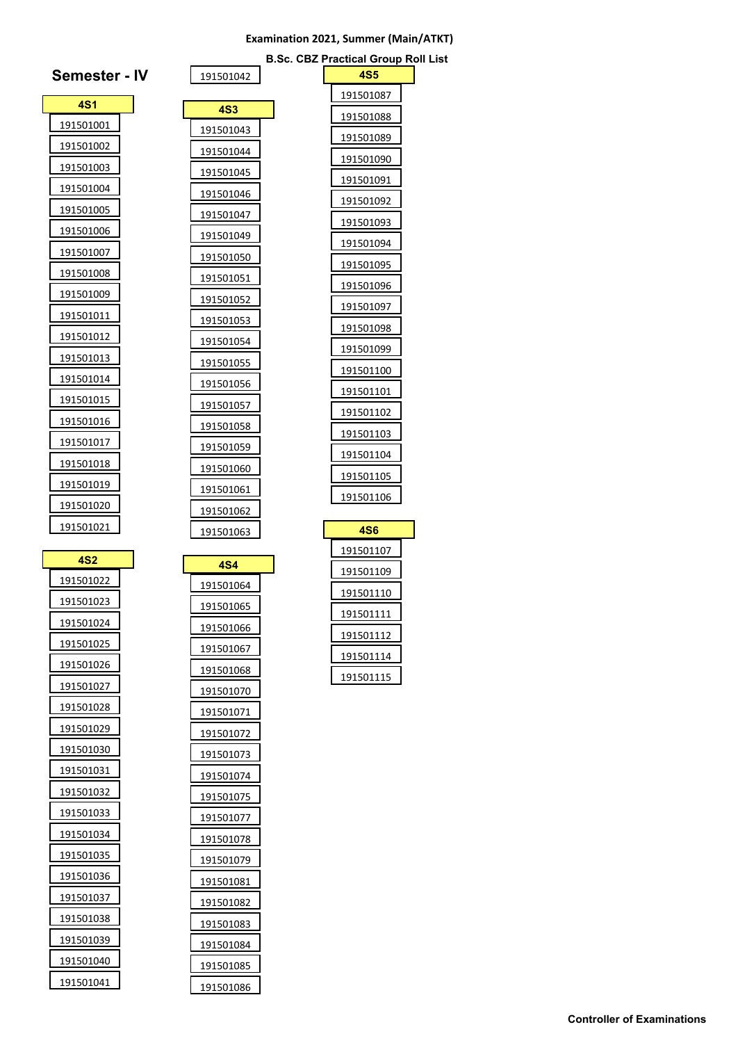**Examination 2021, Summer (Main/ATKT)**

**B.Sc. CBZ Practical Group Roll List**

## Semester - IV

| 4S1 |
|---|
| 191501001 |
| 191501002 |
| 191501003 |
| 191501004 |
| 191501005 |
| 191501006 |
| 191501007 |
| 191501008 |
| 191501009 |
| 191501011 |
| 191501012 |
| 191501013 |
| 191501014 |
| 191501015 |
| 191501016 |
| 191501017 |
| 191501018 |
| 191501019 |
| 191501020 |
| 191501021 |

| 4S2 |
|---|
| 191501022 |
| 191501023 |
| 191501024 |
| 191501025 |
| 191501026 |
| 191501027 |
| 191501028 |
| 191501029 |
| 191501030 |
| 191501031 |
| 191501032 |
| 191501033 |
| 191501034 |
| 191501035 |
| 191501036 |
| 191501037 |
| 191501038 |
| 191501039 |
| 191501040 |
| 191501041 |
| 191501042 |

| 4S3 |
|---|
| 191501043 |
| 191501044 |
| 191501045 |
| 191501046 |
| 191501047 |
| 191501049 |
| 191501050 |
| 191501051 |
| 191501052 |
| 191501053 |
| 191501054 |
| 191501055 |
| 191501056 |
| 191501057 |
| 191501058 |
| 191501059 |
| 191501060 |
| 191501061 |
| 191501062 |
| 191501063 |

| 4S4 |
|---|
| 191501064 |
| 191501065 |
| 191501066 |
| 191501067 |
| 191501068 |
| 191501070 |
| 191501071 |
| 191501072 |
| 191501073 |
| 191501074 |
| 191501075 |
| 191501077 |
| 191501078 |
| 191501079 |
| 191501081 |
| 191501082 |
| 191501083 |
| 191501084 |
| 191501085 |
| 191501086 |

| 4S5 |
|---|
| 191501087 |
| 191501088 |
| 191501089 |
| 191501090 |
| 191501091 |
| 191501092 |
| 191501093 |
| 191501094 |
| 191501095 |
| 191501096 |
| 191501097 |
| 191501098 |
| 191501099 |
| 191501100 |
| 191501101 |
| 191501102 |
| 191501103 |
| 191501104 |
| 191501105 |
| 191501106 |

| 4S6 |
|---|
| 191501107 |
| 191501109 |
| 191501110 |
| 191501111 |
| 191501112 |
| 191501114 |
| 191501115 |

**Controller of Examinations**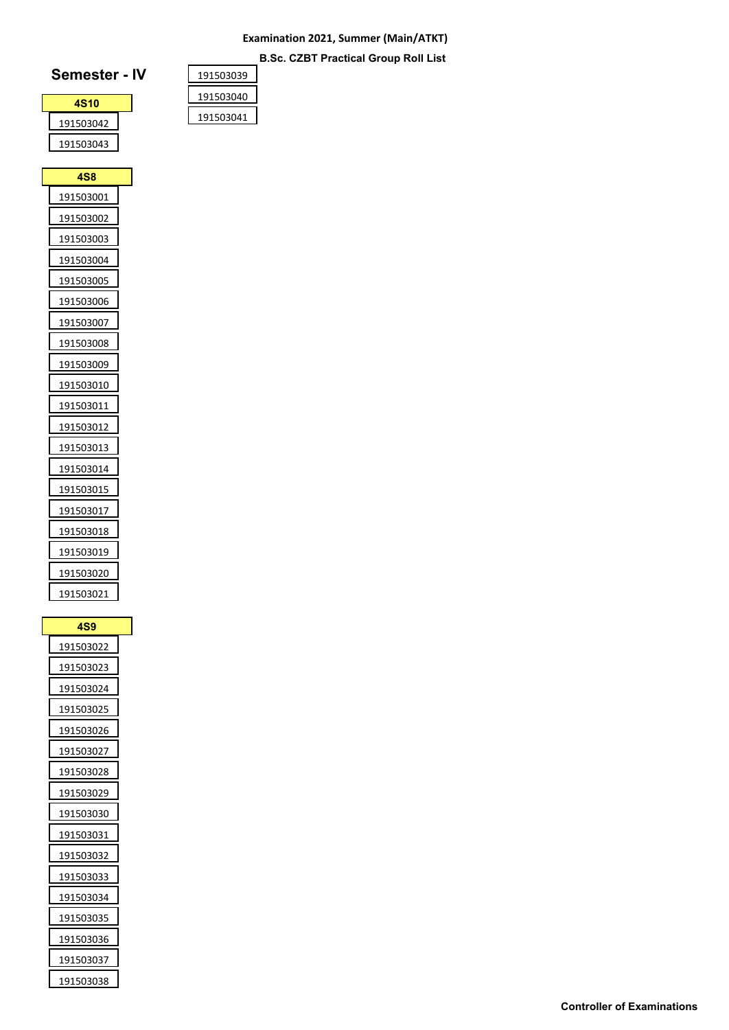Examination 2021, Summer (Main/ATKT)

**B.Sc. CZBT Practical Group Roll List**

## Semester - IV

191503039

191503040

191503041

**4S10**

191503042

191503043

**4S8**

191503001

191503002

191503003

191503004

191503005

191503006

191503007

191503008

191503009

191503010

191503011

191503012

191503013

191503014

191503015

191503017

191503018

191503019

191503020

191503021

**4S9**

191503022

191503023

191503024

191503025

191503026

191503027

191503028

191503029

191503030

191503031

191503032

191503033

191503034

191503035

191503036

191503037

191503038

**Controller of Examinations**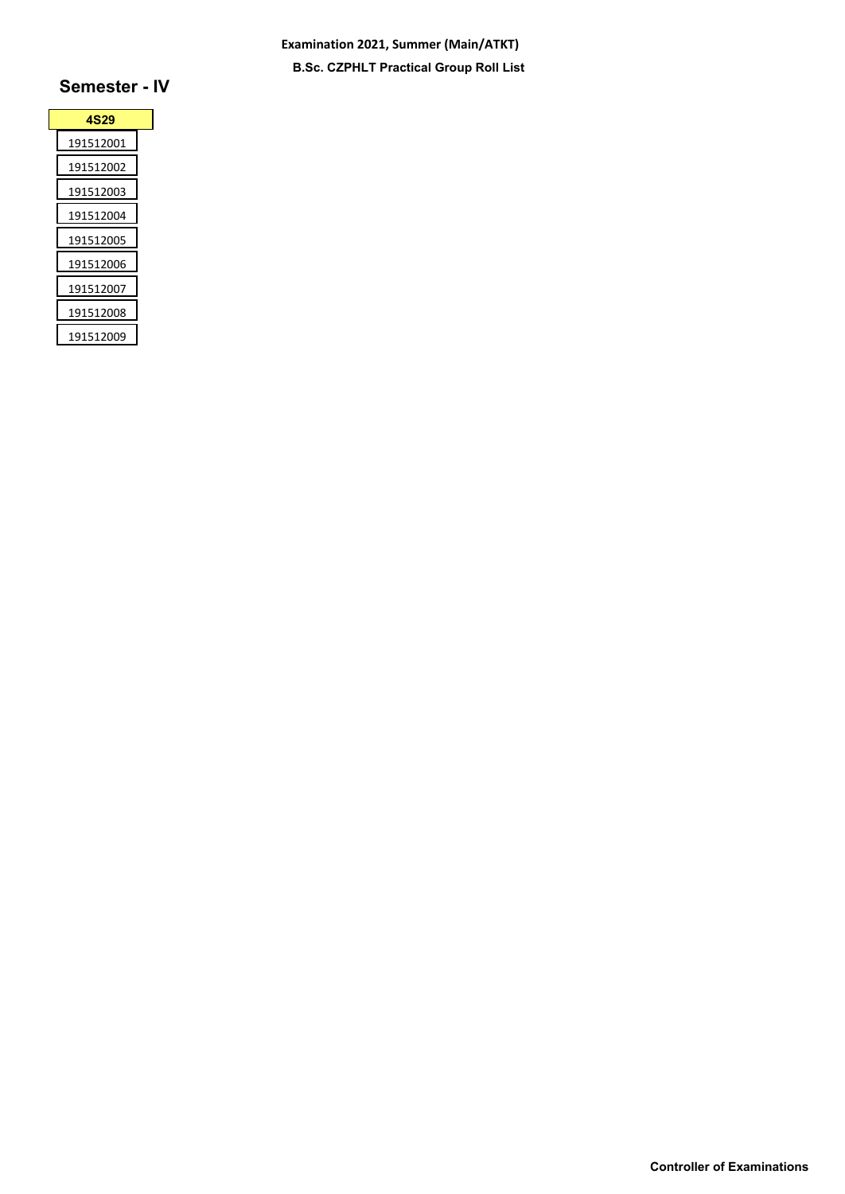**Examination 2021, Summer (Main/ATKT)**

**B.Sc. CZPHLT Practical Group Roll List**

## Semester - IV

| 4S29 |
|---|
| 191512001 |
| 191512002 |
| 191512003 |
| 191512004 |
| 191512005 |
| 191512006 |
| 191512007 |
| 191512008 |
| 191512009 |

**Controller of Examinations**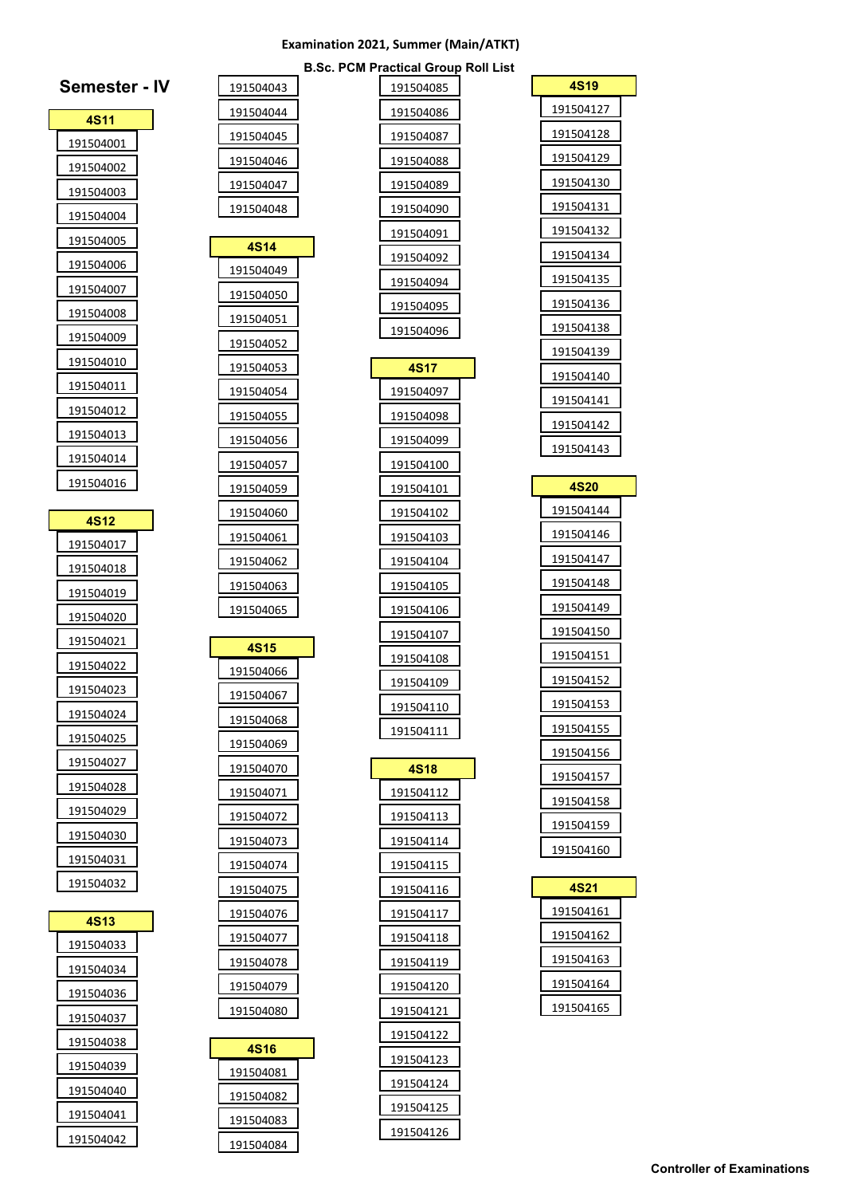**Examination 2021, Summer (Main/ATKT)**

**B.Sc. PCM Practical Group Roll List**

## Semester - IV

**4S11**

- 191504001
- 191504002
- 191504003
- 191504004
- 191504005
- 191504006
- 191504007
- 191504008
- 191504009
- 191504010
- 191504011
- 191504012
- 191504013
- 191504014
- 191504016

**4S12**

- 191504017
- 191504018
- 191504019
- 191504020
- 191504021
- 191504022
- 191504023
- 191504024
- 191504025
- 191504027
- 191504028
- 191504029
- 191504030
- 191504031
- 191504032

**4S13**

- 191504033
- 191504034
- 191504036
- 191504037
- 191504038
- 191504039
- 191504040
- 191504041
- 191504042
- 191504043
- 191504044
- 191504045
- 191504046
- 191504047
- 191504048

**4S14**

- 191504049
- 191504050
- 191504051
- 191504052
- 191504053
- 191504054
- 191504055
- 191504056
- 191504057
- 191504059
- 191504060
- 191504061
- 191504062
- 191504063
- 191504065

**4S15**

- 191504066
- 191504067
- 191504068
- 191504069
- 191504070
- 191504071
- 191504072
- 191504073
- 191504074
- 191504075
- 191504076
- 191504077
- 191504078
- 191504079
- 191504080

**4S16**

- 191504081
- 191504082
- 191504083
- 191504084
- 191504085
- 191504086
- 191504087
- 191504088
- 191504089
- 191504090
- 191504091
- 191504092
- 191504094
- 191504095
- 191504096

**4S17**

- 191504097
- 191504098
- 191504099
- 191504100
- 191504101
- 191504102
- 191504103
- 191504104
- 191504105
- 191504106
- 191504107
- 191504108
- 191504109
- 191504110
- 191504111

**4S18**

- 191504112
- 191504113
- 191504114
- 191504115
- 191504116
- 191504117
- 191504118
- 191504119
- 191504120
- 191504121
- 191504122
- 191504123
- 191504124
- 191504125
- 191504126

**4S19**

- 191504127
- 191504128
- 191504129
- 191504130
- 191504131
- 191504132
- 191504134
- 191504135
- 191504136
- 191504138
- 191504139
- 191504140
- 191504141
- 191504142
- 191504143

**4S20**

- 191504144
- 191504146
- 191504147
- 191504148
- 191504149
- 191504150
- 191504151
- 191504152
- 191504153
- 191504155
- 191504156
- 191504157
- 191504158
- 191504159
- 191504160

**4S21**

- 191504161
- 191504162
- 191504163
- 191504164
- 191504165

**Controller of Examinations**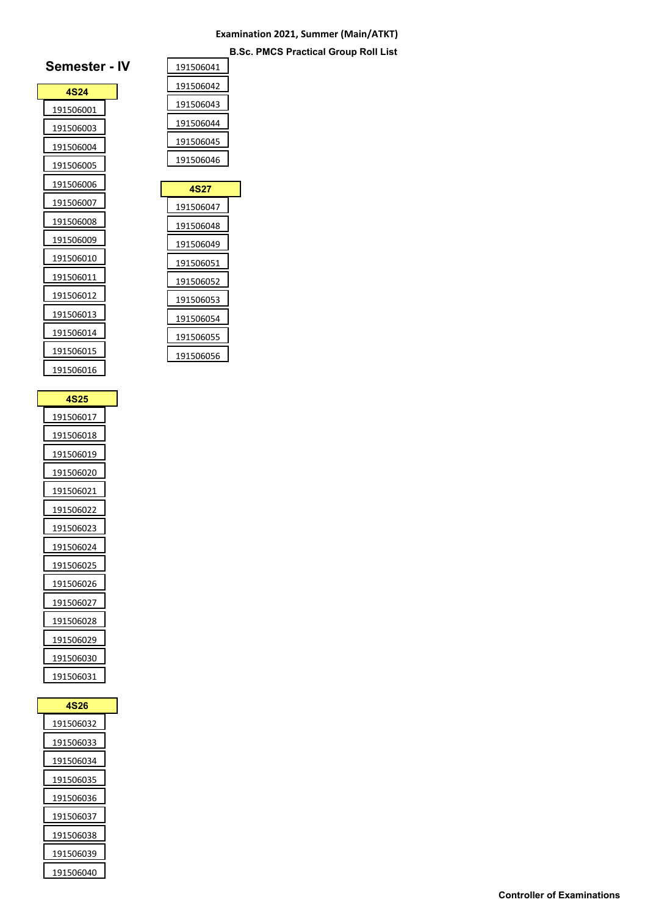**Examination 2021, Summer (Main/ATKT)**

**B.Sc. PMCS Practical Group Roll List**

## Semester - IV

| 4S24 |
|---|
| 191506001 |
| 191506003 |
| 191506004 |
| 191506005 |
| 191506006 |
| 191506007 |
| 191506008 |
| 191506009 |
| 191506010 |
| 191506011 |
| 191506012 |
| 191506013 |
| 191506014 |
| 191506015 |
| 191506016 |

| 4S25 |
|---|
| 191506017 |
| 191506018 |
| 191506019 |
| 191506020 |
| 191506021 |
| 191506022 |
| 191506023 |
| 191506024 |
| 191506025 |
| 191506026 |
| 191506027 |
| 191506028 |
| 191506029 |
| 191506030 |
| 191506031 |

| 4S26 |
|---|
| 191506032 |
| 191506033 |
| 191506034 |
| 191506035 |
| 191506036 |
| 191506037 |
| 191506038 |
| 191506039 |
| 191506040 |
| 191506041 |
| 191506042 |
| 191506043 |
| 191506044 |
| 191506045 |
| 191506046 |

| 4S27 |
|---|
| 191506047 |
| 191506048 |
| 191506049 |
| 191506051 |
| 191506052 |
| 191506053 |
| 191506054 |
| 191506055 |
| 191506056 |

**Controller of Examinations**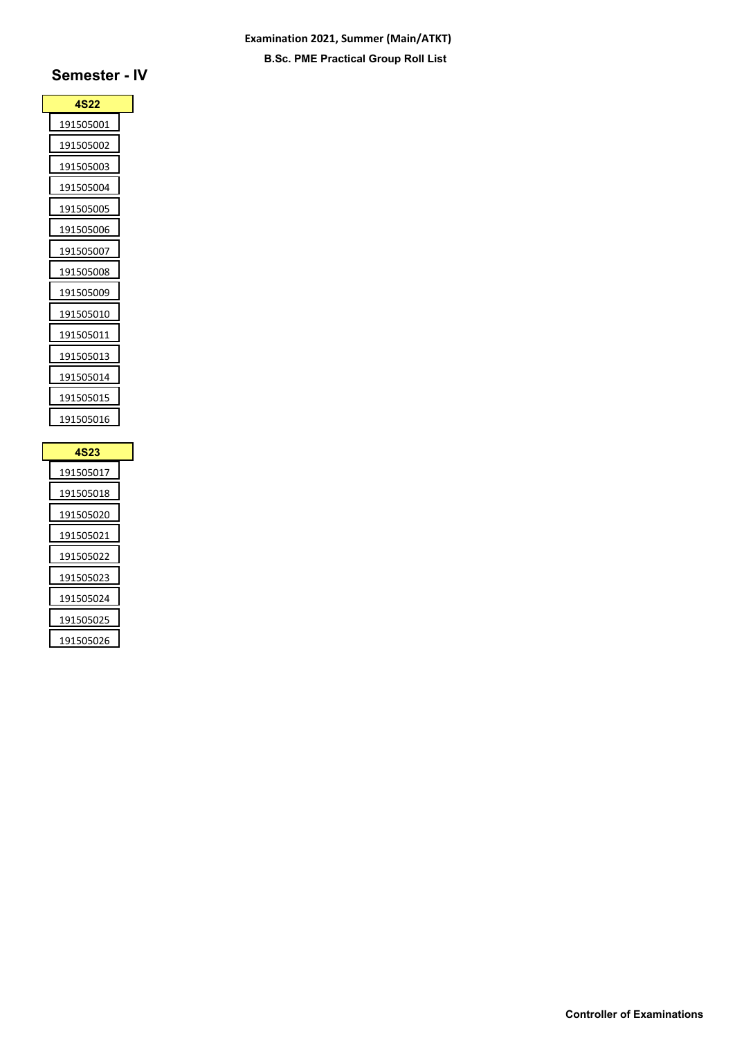Examination 2021, Summer (Main/ATKT)

**B.Sc. PME Practical Group Roll List**

## Semester - IV

| 4S22 |
|---|
| 191505001 |
| 191505002 |
| 191505003 |
| 191505004 |
| 191505005 |
| 191505006 |
| 191505007 |
| 191505008 |
| 191505009 |
| 191505010 |
| 191505011 |
| 191505013 |
| 191505014 |
| 191505015 |
| 191505016 |

| 4S23 |
|---|
| 191505017 |
| 191505018 |
| 191505020 |
| 191505021 |
| 191505022 |
| 191505023 |
| 191505024 |
| 191505025 |
| 191505026 |

**Controller of Examinations**